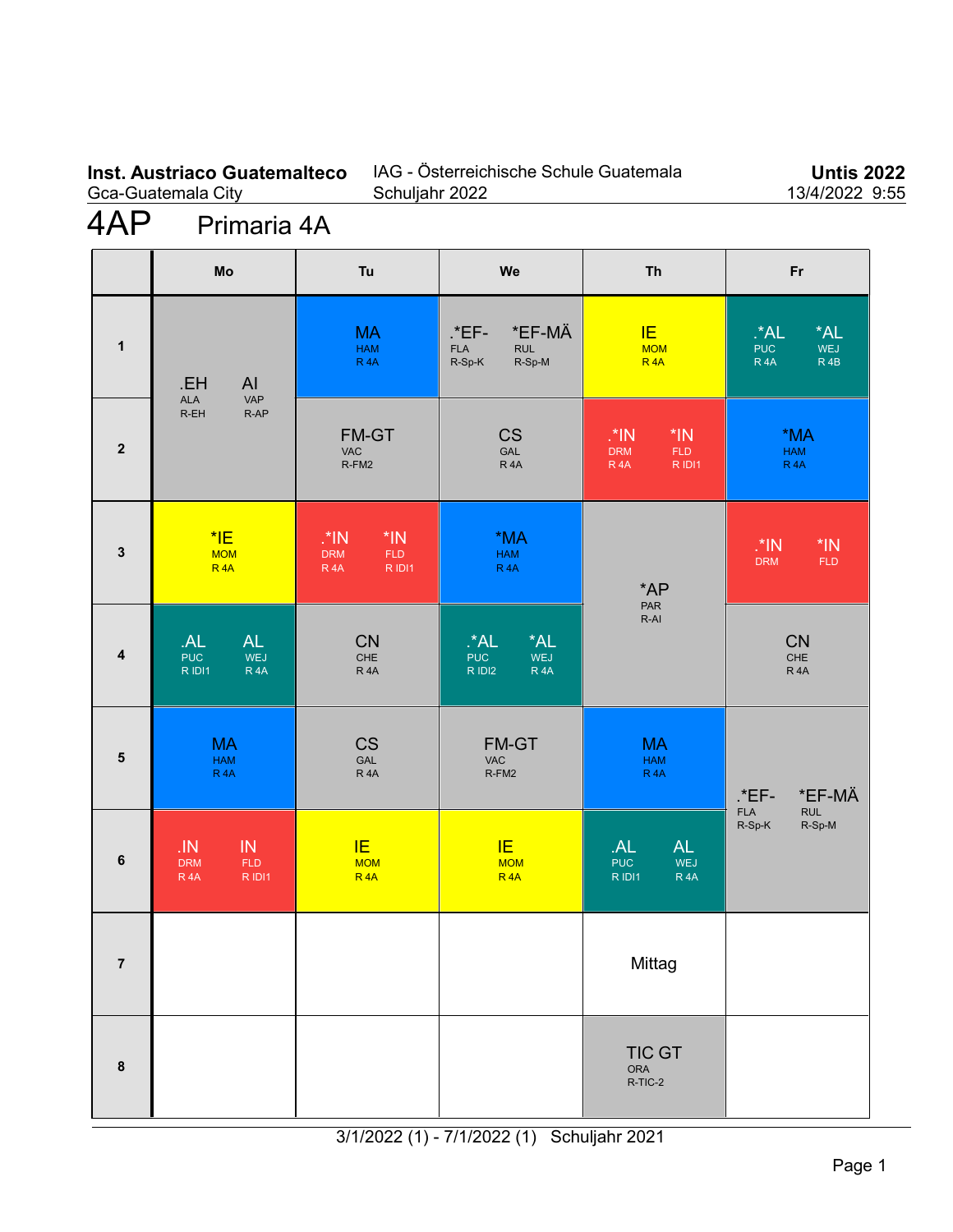**Inst. Austriaco Guatemalteco**
Gca-Guatemala City

IAG - Österreichische Schule Guatemala
Schuljahr 2022

**Untis 2022**
13/4/2022 9:55

# 4AP Primaria 4A

| | Mo | Tu | We | Th | Fr |
|---|---|---|---|---|---|
| 1 | .EH ALA R-EH / AI VAP R-AP | MA HAM R 4A | .*EF- FLA R-Sp-K / *EF-MÄ RUL R-Sp-M | IE MOM R 4A | .*AL PUC R 4A / *AL WEJ R 4B |
| 2 | .EH ALA R-EH / AI VAP R-AP | FM-GT VAC R-FM2 | CS GAL R 4A | .*IN DRM R 4A / *IN FLD R IDI1 | *MA HAM R 4A |
| 3 | *IE MOM R 4A | .*IN DRM R 4A / *IN FLD R IDI1 | *MA HAM R 4A | *AP PAR R-AI | .*IN DRM / *IN FLD |
| 4 | .AL PUC R IDI1 / AL WEJ R 4A | CN CHE R 4A | .*AL PUC R IDI2 / *AL WEJ R 4A | *AP PAR R-AI | CN CHE R 4A |
| 5 | MA HAM R 4A | CS GAL R 4A | FM-GT VAC R-FM2 | MA HAM R 4A | .*EF- FLA R-Sp-K / *EF-MÄ RUL R-Sp-M |
| 6 | .IN DRM R 4A / IN FLD R IDI1 | IE MOM R 4A | IE MOM R 4A | .AL PUC R IDI1 / AL WEJ R 4A | .*EF- FLA R-Sp-K / *EF-MÄ RUL R-Sp-M |
| 7 | | | | Mittag | |
| 8 | | | | TIC GT ORA R-TIC-2 | |

3/1/2022 (1) - 7/1/2022 (1) Schuljahr 2021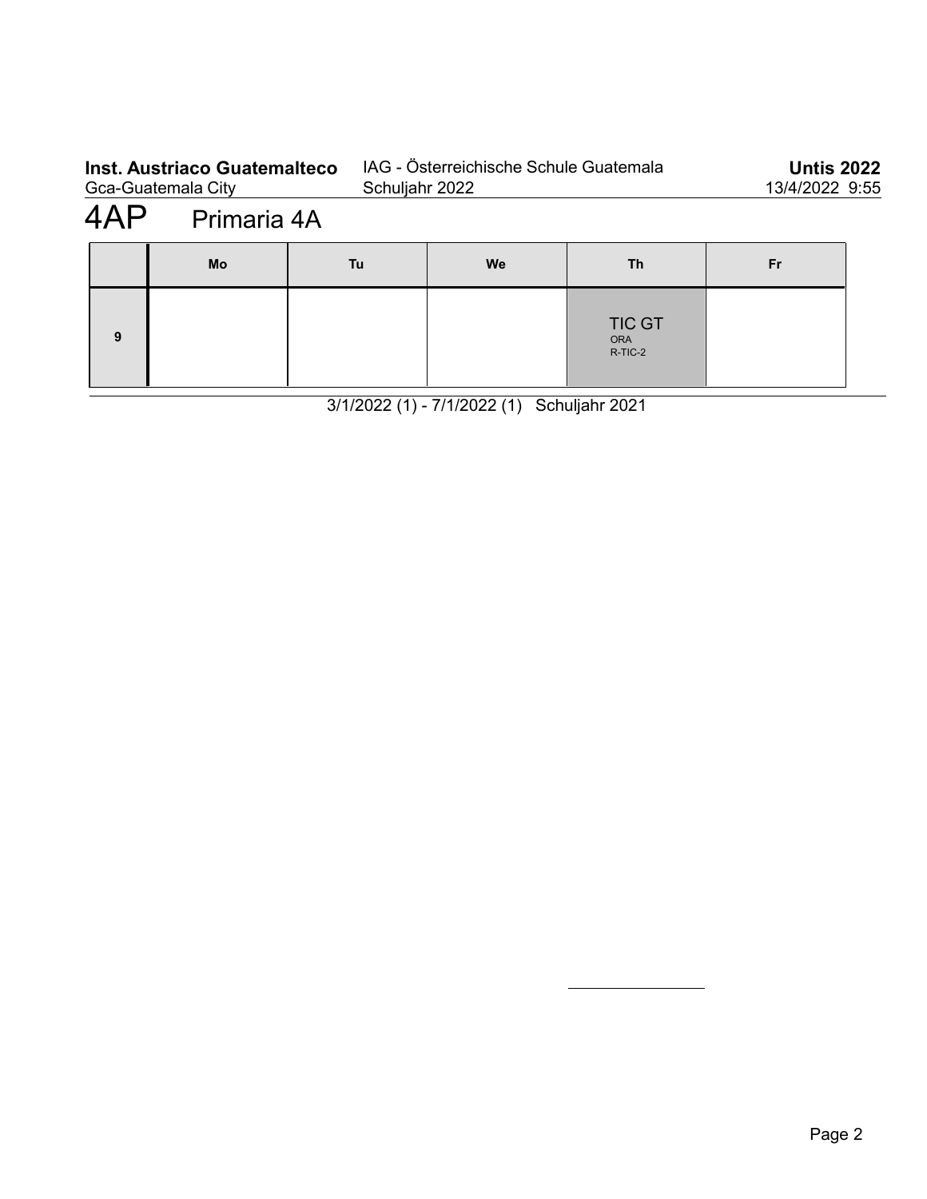**Inst. Austriaco Guatemalteco** IAG - Österreichische Schule Guatemala **Untis 2022**
Gca-Guatemala City Schuljahr 2022 13/4/2022 9:55

# 4AP Primaria 4A

| | Mo | Tu | We | Th | Fr |
|---|---|---|---|---|---|
| 9 | | | | TIC GT ORA R-TIC-2 | |

3/1/2022 (1) - 7/1/2022 (1) Schuljahr 2021